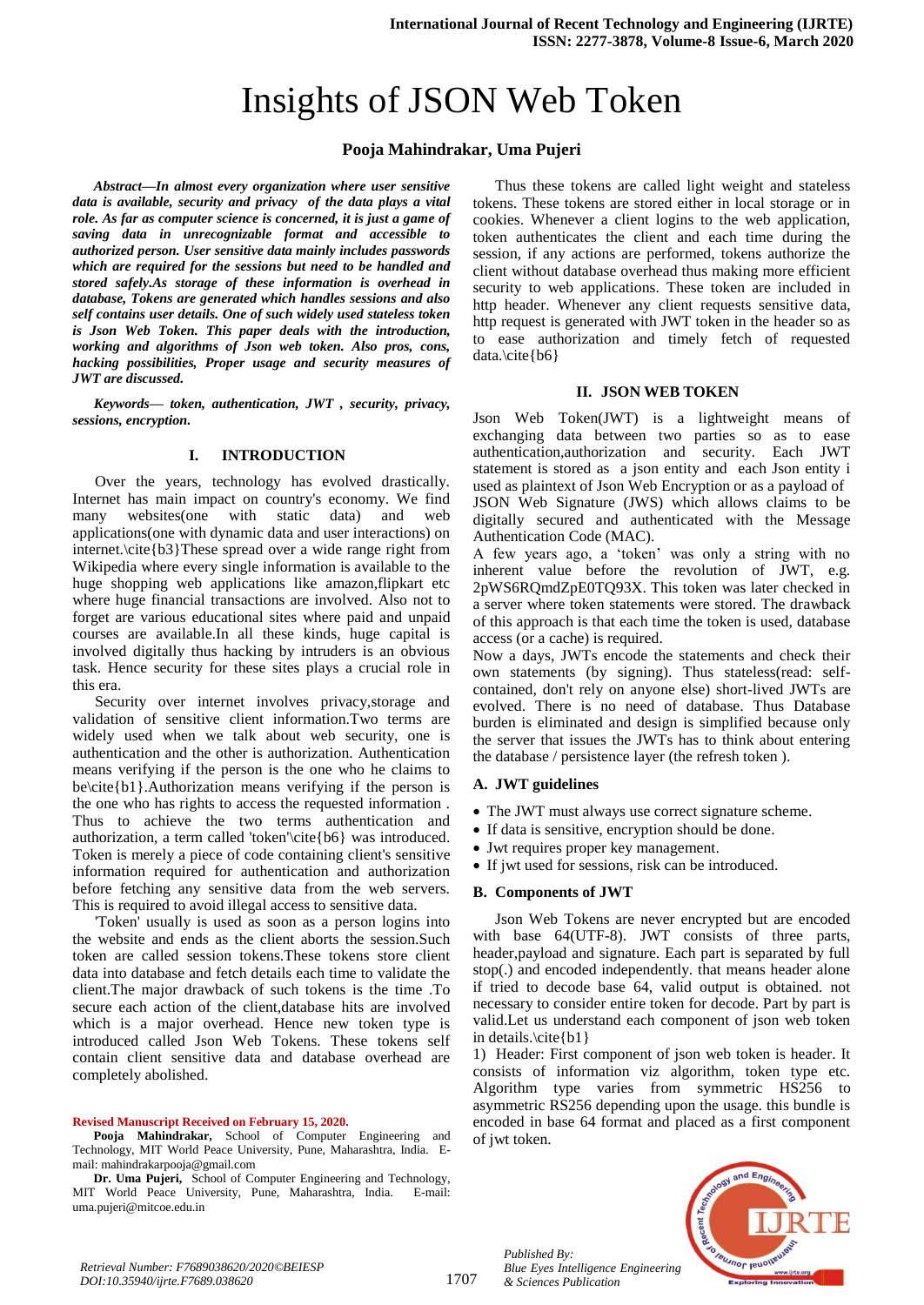# Insights of JSON Web Token

**Pooja Mahindrakar, Uma Pujeri**

***Abstract*—*In almost every organization where user sensitive data is available, security and privacy of the data plays a vital role. As far as computer science is concerned, it is just a game of saving data in unrecognizable format and accessible to authorized person. User sensitive data mainly includes passwords which are required for the sessions but need to be handled and stored safely.As storage of these information is overhead in database, Tokens are generated which handles sessions and also self contains user details. One of such widely used stateless token is Json Web Token. This paper deals with the introduction, working and algorithms of Json web token. Also pros, cons, hacking possibilities, Proper usage and security measures of JWT are discussed.***

***Keywords*— *token, authentication, JWT , security, privacy, sessions, encryption.***

## I. INTRODUCTION

Over the years, technology has evolved drastically. Internet has main impact on country's economy. We find many websites(one with static data) and web applications(one with dynamic data and user interactions) on internet.\cite{b3}These spread over a wide range right from Wikipedia where every single information is available to the huge shopping web applications like amazon,flipkart etc where huge financial transactions are involved. Also not to forget are various educational sites where paid and unpaid courses are available.In all these kinds, huge capital is involved digitally thus hacking by intruders is an obvious task. Hence security for these sites plays a crucial role in this era.

Security over internet involves privacy,storage and validation of sensitive client information.Two terms are widely used when we talk about web security, one is authentication and the other is authorization. Authentication means verifying if the person is the one who he claims to be\cite{b1}.Authorization means verifying if the person is the one who has rights to access the requested information . Thus to achieve the two terms authentication and authorization, a term called 'token'\cite{b6} was introduced. Token is merely a piece of code containing client's sensitive information required for authentication and authorization before fetching any sensitive data from the web servers. This is required to avoid illegal access to sensitive data.

'Token' usually is used as soon as a person logins into the website and ends as the client aborts the session.Such token are called session tokens.These tokens store client data into database and fetch details each time to validate the client.The major drawback of such tokens is the time .To secure each action of the client,database hits are involved which is a major overhead. Hence new token type is introduced called Json Web Tokens. These tokens self contain client sensitive data and database overhead are completely abolished.

Thus these tokens are called light weight and stateless tokens. These tokens are stored either in local storage or in cookies. Whenever a client logins to the web application, token authenticates the client and each time during the session, if any actions are performed, tokens authorize the client without database overhead thus making more efficient security to web applications. These token are included in http header. Whenever any client requests sensitive data, http request is generated with JWT token in the header so as to ease authorization and timely fetch of requested data.\cite{b6}

## II. JSON WEB TOKEN

Json Web Token(JWT) is a lightweight means of exchanging data between two parties so as to ease authentication,authorization and security. Each JWT statement is stored as a json entity and each Json entity i used as plaintext of Json Web Encryption or as a payload of JSON Web Signature (JWS) which allows claims to be digitally secured and authenticated with the Message Authentication Code (MAC).

A few years ago, a 'token' was only a string with no inherent value before the revolution of JWT, e.g. 2pWS6RQmdZpE0TQ93X. This token was later checked in a server where token statements were stored. The drawback of this approach is that each time the token is used, database access (or a cache) is required.

Now a days, JWTs encode the statements and check their own statements (by signing). Thus stateless(read: self-contained, don't rely on anyone else) short-lived JWTs are evolved. There is no need of database. Thus Database burden is eliminated and design is simplified because only the server that issues the JWTs has to think about entering the database / persistence layer (the refresh token ).

### A. JWT guidelines

- The JWT must always use correct signature scheme.
- If data is sensitive, encryption should be done.
- Jwt requires proper key management.
- If jwt used for sessions, risk can be introduced.

### B. Components of JWT

Json Web Tokens are never encrypted but are encoded with base 64(UTF-8). JWT consists of three parts, header,payload and signature. Each part is separated by full stop(.) and encoded independently. that means header alone if tried to decode base 64, valid output is obtained. not necessary to consider entire token for decode. Part by part is valid.Let us understand each component of json web token in details.\cite{b1}

1) Header: First component of json web token is header. It consists of information viz algorithm, token type etc. Algorithm type varies from symmetric HS256 to asymmetric RS256 depending upon the usage. this bundle is encoded in base 64 format and placed as a first component of jwt token.

**Revised Manuscript Received on February 15, 2020.**

**Pooja Mahindrakar,** School of Computer Engineering and Technology, MIT World Peace University, Pune, Maharashtra, India. E-mail: mahindrakarpooja@gmail.com

**Dr. Uma Pujeri,** School of Computer Engineering and Technology, MIT World Peace University, Pune, Maharashtra, India. E-mail: uma.pujeri@mitcoe.edu.in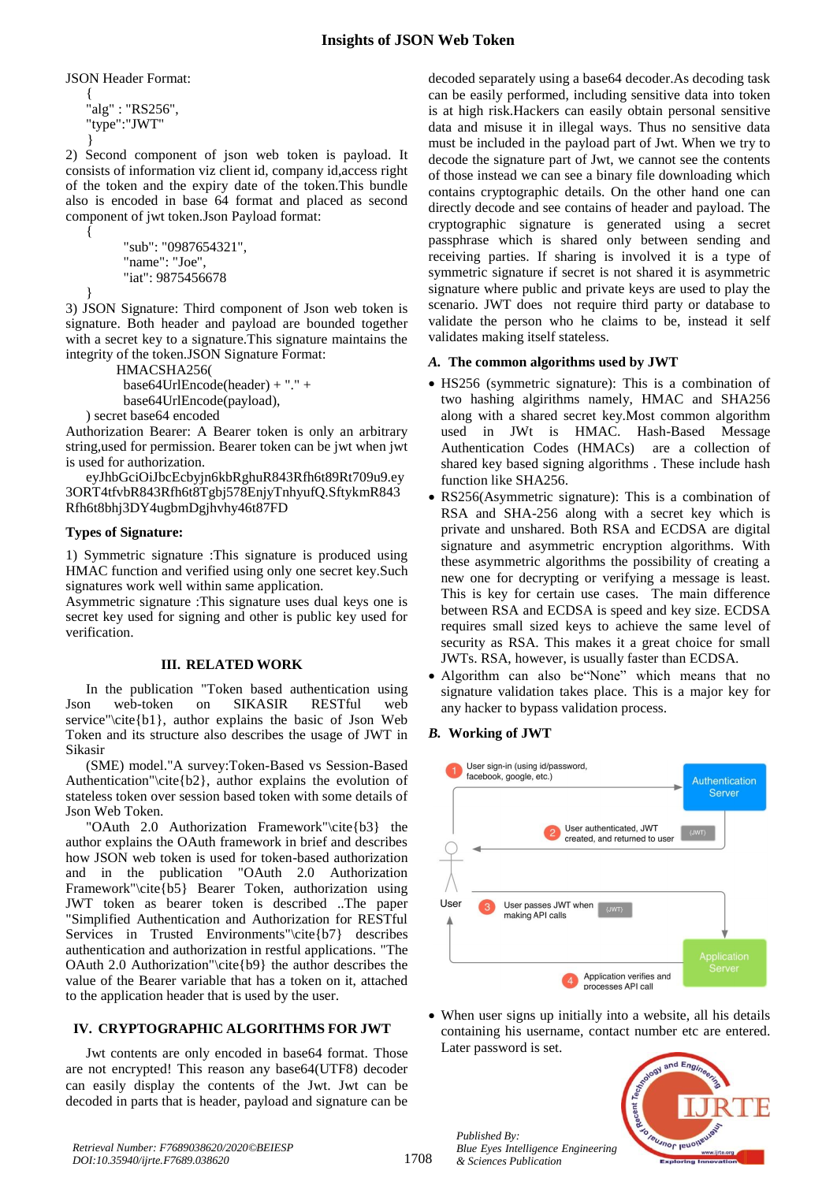JSON Header Format:

```
{
  "alg" : "RS256",
  "type":"JWT"
}
```

2) Second component of json web token is payload. It consists of information viz client id, company id,access right of the token and the expiry date of the token.This bundle also is encoded in base 64 format and placed as second component of jwt token.Json Payload format:

```
{
    "sub": "0987654321",
    "name": "Joe",
    "iat": 9875456678
}
```

3) JSON Signature: Third component of Json web token is signature. Both header and payload are bounded together with a secret key to a signature.This signature maintains the integrity of the token.JSON Signature Format:

```
HMACSHA256(
  base64UrlEncode(header) + "." +
  base64UrlEncode(payload),
) secret base64 encoded
```

Authorization Bearer: A Bearer token is only an arbitrary string,used for permission. Bearer token can be jwt when jwt is used for authorization.

eyJhbGciOiJbcEcbyjn6kbRghuR843Rfh6t89Rt709u9.ey3ORT4tfvbR843Rfh6t8Tgbj578EnjyTnhyufQ.SftykmR843Rfh6t8bhj3DY4ugbmDgjhvhy46t87FD

### Types of Signature:

1) Symmetric signature :This signature is produced using HMAC function and verified using only one secret key.Such signatures work well within same application.

Asymmetric signature :This signature uses dual keys one is secret key used for signing and other is public key used for verification.

## III. RELATED WORK

In the publication "Token based authentication using Json web-token on SIKASIR RESTful web service"\cite{b1}, author explains the basic of Json Web Token and its structure also describes the usage of JWT in Sikasir

(SME) model."A survey:Token-Based vs Session-Based Authentication"\cite{b2}, author explains the evolution of stateless token over session based token with some details of Json Web Token.

"OAuth 2.0 Authorization Framework"\cite{b3} the author explains the OAuth framework in brief and describes how JSON web token is used for token-based authorization and in the publication "OAuth 2.0 Authorization Framework"\cite{b5} Bearer Token, authorization using JWT token as bearer token is described ..The paper "Simplified Authentication and Authorization for RESTful Services in Trusted Environments"\cite{b7} describes authentication and authorization in restful applications. "The OAuth 2.0 Authorization"\cite{b9} the author describes the value of the Bearer variable that has a token on it, attached to the application header that is used by the user.

## IV. CRYPTOGRAPHIC ALGORITHMS FOR JWT

Jwt contents are only encoded in base64 format. Those are not encrypted! This reason any base64(UTF8) decoder can easily display the contents of the Jwt. Jwt can be decoded in parts that is header, payload and signature can be decoded separately using a base64 decoder.As decoding task can be easily performed, including sensitive data into token is at high risk.Hackers can easily obtain personal sensitive data and misuse it in illegal ways. Thus no sensitive data must be included in the payload part of Jwt. When we try to decode the signature part of Jwt, we cannot see the contents of those instead we can see a binary file downloading which contains cryptographic details. On the other hand one can directly decode and see contains of header and payload. The cryptographic signature is generated using a secret passphrase which is shared only between sending and receiving parties. If sharing is involved it is a type of symmetric signature if secret is not shared it is asymmetric signature where public and private keys are used to play the scenario. JWT does not require third party or database to validate the person who he claims to be, instead it self validates making itself stateless.

### *A.* The common algorithms used by JWT

- HS256 (symmetric signature): This is a combination of two hashing algirithms namely, HMAC and SHA256 along with a shared secret key.Most common algorithm used in JWt is HMAC. Hash-Based Message Authentication Codes (HMACs) are a collection of shared key based signing algorithms . These include hash function like SHA256.
- RS256(Asymmetric signature): This is a combination of RSA and SHA-256 along with a secret key which is private and unshared. Both RSA and ECDSA are digital signature and asymmetric encryption algorithms. With these asymmetric algorithms the possibility of creating a new one for decrypting or verifying a message is least. This is key for certain use cases. The main difference between RSA and ECDSA is speed and key size. ECDSA requires small sized keys to achieve the same level of security as RSA. This makes it a great choice for small JWTs. RSA, however, is usually faster than ECDSA.
- Algorithm can also be"None" which means that no signature validation takes place. This is a major key for any hacker to bypass validation process.

### *B.* Working of JWT

1 User sign-in (using id/password, facebook, google, etc.)

2 User authenticated, JWT created, and returned to user

3 User passes JWT when making API calls

4 Application verifies and processes API call

Authentication Server | Application Server | User

- When user signs up initially into a website, all his details containing his username, contact number etc are entered. Later password is set.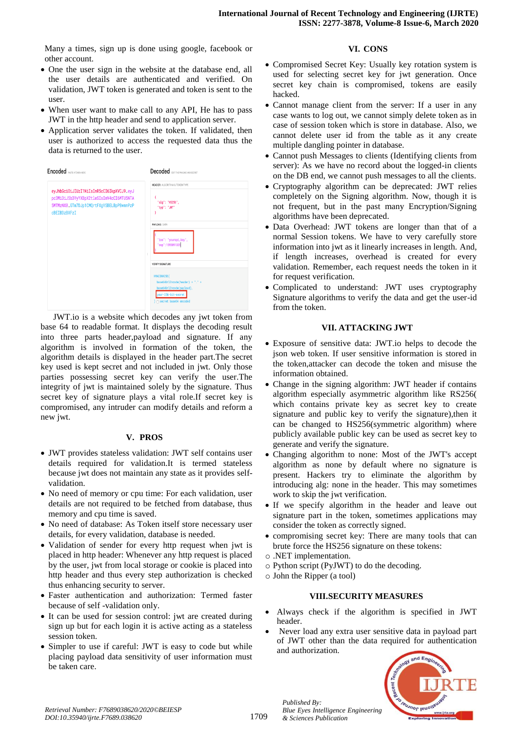Many a times, sign up is done using google, facebook or other account.

- One the user sign in the website at the database end, all the user details are authenticated and verified. On validation, JWT token is generated and token is sent to the user.
- When user want to make call to any API, He has to pass JWT in the http header and send to application server.
- Application server validates the token. If validated, then user is authorized to access the requested data thus the data is returned to the user.

JWT.io is a website which decodes any jwt token from base 64 to readable format. It displays the decoding result into three parts header,payload and signature. If any algorithm is involved in formation of the token, the algorithm details is displayed in the header part.The secret key used is kept secret and not included in jwt. Only those parties possessing secret key can verify the user.The integrity of jwt is maintained solely by the signature. Thus secret key of signature plays a vital role.If secret key is compromised, any intruder can modify details and reform a new jwt.

## V. PROS

- JWT provides stateless validation: JWT self contains user details required for validation.It is termed stateless because jwt does not maintain any state as it provides self-validation.
- No need of memory or cpu time: For each validation, user details are not required to be fetched from database, thus memory and cpu time is saved.
- No need of database: As Token itself store necessary user details, for every validation, database is needed.
- Validation of sender for every http request when jwt is placed in http header: Whenever any http request is placed by the user, jwt from local storage or cookie is placed into http header and thus every step authorization is checked thus enhancing security to server.
- Faster authentication and authorization: Termed faster because of self -validation only.
- It can be used for session control: jwt are created during sign up but for each login it is active acting as a stateless session token.
- Simpler to use if careful: JWT is easy to code but while placing payload data sensitivity of user information must be taken care.

## VI. CONS

- Compromised Secret Key: Usually key rotation system is used for selecting secret key for jwt generation. Once secret key chain is compromised, tokens are easily hacked.
- Cannot manage client from the server: If a user in any case wants to log out, we cannot simply delete token as in case of session token which is store in database. Also, we cannot delete user id from the table as it any create multiple dangling pointer in database.
- Cannot push Messages to clients (Identifying clients from server): As we have no record about the logged-in clients on the DB end, we cannot push messages to all the clients.
- Cryptography algorithm can be deprecated: JWT relies completely on the Signing algorithm. Now, though it is not frequent, but in the past many Encryption/Signing algorithms have been deprecated.
- Data Overhead: JWT tokens are longer than that of a normal Session tokens. We have to very carefully store information into jwt as it linearly increases in length. And, if length increases, overhead is created for every validation. Remember, each request needs the token in it for request verification.
- Complicated to understand: JWT uses cryptography Signature algorithms to verify the data and get the user-id from the token.

## VII. ATTACKING JWT

- Exposure of sensitive data: JWT.io helps to decode the json web token. If user sensitive information is stored in the token,attacker can decode the token and misuse the information obtained.
- Change in the signing algorithm: JWT header if contains algorithm especially asymmetric algorithm like RS256( which contains private key as secret key to create signature and public key to verify the signature),then it can be changed to HS256(symmetric algorithm) where publicly available public key can be used as secret key to generate and verify the signature.
- Changing algorithm to none: Most of the JWT's accept algorithm as none by default where no signature is present. Hackers try to eliminate the algorithm by introducing alg: none in the header. This may sometimes work to skip the jwt verification.
- If we specify algorithm in the header and leave out signature part in the token, sometimes applications may consider the token as correctly signed.
- compromising secret key: There are many tools that can brute force the HS256 signature on these tokens:
  - .NET implementation.
  - Python script (PyJWT) to do the decoding.
  - John the Ripper (a tool)

## VIII.SECURITY MEASURES

- Always check if the algorithm is specified in JWT header.
- Never load any extra user sensitive data in payload part of JWT other than the data required for authentication and authorization.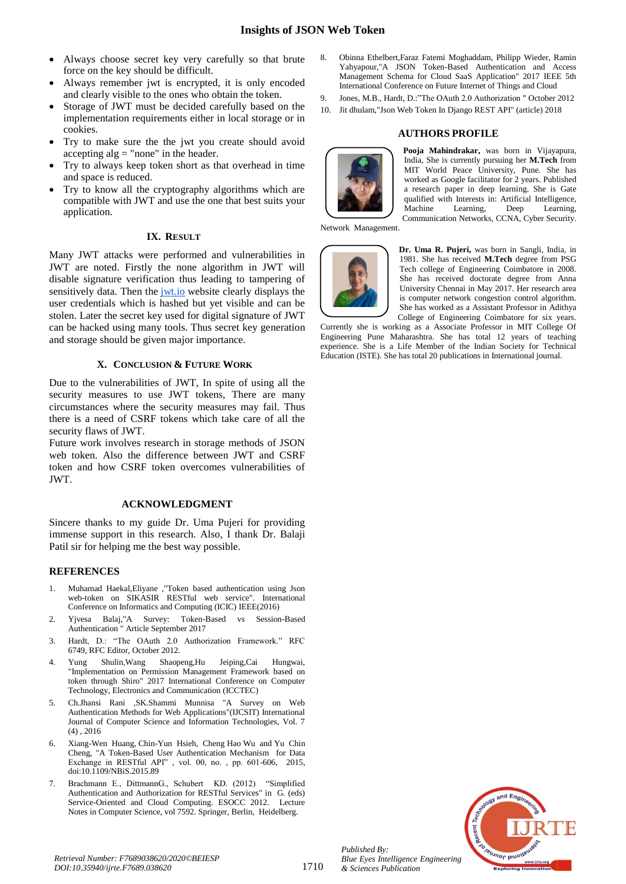- Always choose secret key very carefully so that brute force on the key should be difficult.
- Always remember jwt is encrypted, it is only encoded and clearly visible to the ones who obtain the token.
- Storage of JWT must be decided carefully based on the implementation requirements either in local storage or in cookies.
- Try to make sure the the jwt you create should avoid accepting alg = "none" in the header.
- Try to always keep token short as that overhead in time and space is reduced.
- Try to know all the cryptography algorithms which are compatible with JWT and use the one that best suits your application.

## IX. RESULT

Many JWT attacks were performed and vulnerabilities in JWT are noted. Firstly the none algorithm in JWT will disable signature verification thus leading to tampering of sensitively data. Then the jwt.io website clearly displays the user credentials which is hashed but yet visible and can be stolen. Later the secret key used for digital signature of JWT can be hacked using many tools. Thus secret key generation and storage should be given major importance.

## X. CONCLUSION & FUTURE WORK

Due to the vulnerabilities of JWT, In spite of using all the security measures to use JWT tokens, There are many circumstances where the security measures may fail. Thus there is a need of CSRF tokens which take care of all the security flaws of JWT.

Future work involves research in storage methods of JSON web token. Also the difference between JWT and CSRF token and how CSRF token overcomes vulnerabilities of JWT.

## ACKNOWLEDGMENT

Sincere thanks to my guide Dr. Uma Pujeri for providing immense support in this research. Also, I thank Dr. Balaji Patil sir for helping me the best way possible.

## REFERENCES

1. Muhamad Haekal,Eliyane ,"Token based authentication using Json web-token on SIKASIR RESTful web service". International Conference on Informatics and Computing (ICIC) IEEE(2016)
2. Yjvesa Balaj,"A Survey: Token-Based vs Session-Based Authentication " Article September 2017
3. Hardt, D.: "The OAuth 2.0 Authorization Framework." RFC 6749, RFC Editor, October 2012.
4. Yung Shulin,Wang Shaopeng,Hu Jeiping,Cai Hungwai, "Implementation on Permission Management Framework based on token through Shiro" 2017 International Conference on Computer Technology, Electronics and Communication (ICCTEC)
5. Ch.Jhansi Rani ,SK.Shammi Munnisa "A Survey on Web Authentication Methods for Web Applications"(IJCSIT) International Journal of Computer Science and Information Technologies, Vol. 7 (4) , 2016
6. Xiang-Wen Huang, Chin-Yun Hsieh, Cheng Hao Wu and Yu Chin Cheng, "A Token-Based User Authentication Mechanism for Data Exchange in RESTful API" , vol. 00, no. , pp. 601-606, 2015, doi:10.1109/NBiS.2015.89
7. Brachmann E., DittmannG., Schubert KD. (2012) "Simplified Authentication and Authorization for RESTful Services" in G. (eds) Service-Oriented and Cloud Computing. ESOCC 2012. Lecture Notes in Computer Science, vol 7592. Springer, Berlin, Heidelberg.
8. Obinna Ethelbert,Faraz Fatemi Moghaddam, Philipp Wieder, Ramin Yahyapour,"A JSON Token-Based Authentication and Access Management Schema for Cloud SaaS Application" 2017 IEEE 5th International Conference on Future Internet of Things and Cloud
9. Jones, M.B., Hardt, D.:"The OAuth 2.0 Authorization " October 2012
10. Jit dhulam,"Json Web Token In Django REST API" (article) 2018

## AUTHORS PROFILE

**Pooja Mahindrakar,** was born in Vijayapura, India, She is currently pursuing her **M.Tech** from MIT World Peace University, Pune. She has worked as Google facilitator for 2 years. Published a research paper in deep learning. She is Gate qualified with Interests in: Artificial Intelligence, Machine Learning, Deep Learning, Communication Networks, CCNA, Cyber Security. Network Management.

**Dr. Uma R. Pujeri,** was born in Sangli, India, in 1981. She has received **M.Tech** degree from PSG Tech college of Engineering Coimbatore in 2008. She has received doctorate degree from Anna University Chennai in May 2017. Her research area is computer network congestion control algorithm. She has worked as a Assistant Professor in Adithya College of Engineering Coimbatore for six years. Currently she is working as a Associate Professor in MIT College Of Engineering Pune Maharashtra. She has total 12 years of teaching experience. She is a Life Member of the Indian Society for Technical Education (ISTE). She has total 20 publications in International journal.